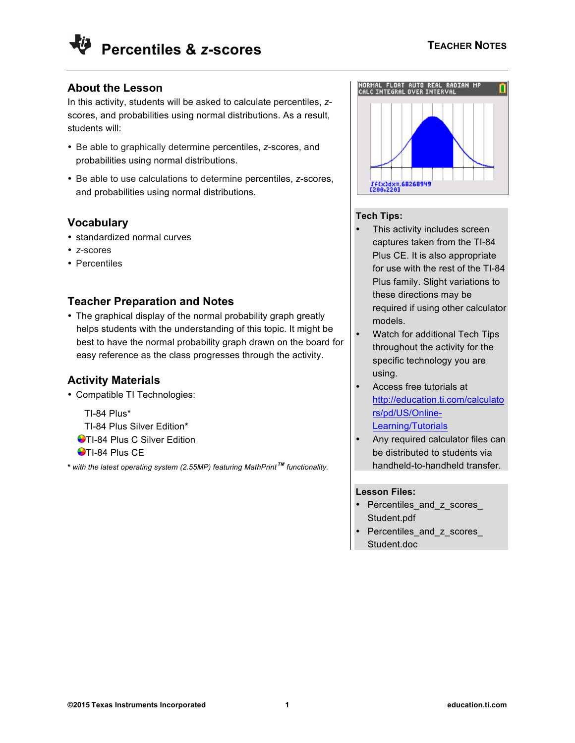# Percentiles & *z*-scores

**TEACHER NOTES**

## About the Lesson

In this activity, students will be asked to calculate percentiles, *z*-scores, and probabilities using normal distributions. As a result, students will:

- Be able to graphically determine percentiles, *z*-scores, and probabilities using normal distributions.
- Be able to use calculations to determine percentiles, *z*-scores, and probabilities using normal distributions.

## Vocabulary

- standardized normal curves
- *z*-scores
- Percentiles

## Teacher Preparation and Notes

- The graphical display of the normal probability graph greatly helps students with the understanding of this topic. It might be best to have the normal probability graph drawn on the board for easy reference as the class progresses through the activity.

## Activity Materials

- Compatible TI Technologies:

  TI-84 Plus*
  TI-84 Plus Silver Edition*
  TI-84 Plus C Silver Edition
  TI-84 Plus CE

\* *with the latest operating system (2.55MP) featuring MathPrint™ functionality.*

NORMAL FLOAT AUTO REAL RADIAN MP
CALC INTEGRAL OVER INTERVAL

∫f(x)dx=.68268949
[200,220]

**Tech Tips:**

- This activity includes screen captures taken from the TI-84 Plus CE. It is also appropriate for use with the rest of the TI-84 Plus family. Slight variations to these directions may be required if using other calculator models.
- Watch for additional Tech Tips throughout the activity for the specific technology you are using.
- Access free tutorials at http://education.ti.com/calculators/pd/US/Online-Learning/Tutorials
- Any required calculator files can be distributed to students via handheld-to-handheld transfer.

**Lesson Files:**

- Percentiles_and_z_scores_Student.pdf
- Percentiles_and_z_scores_Student.doc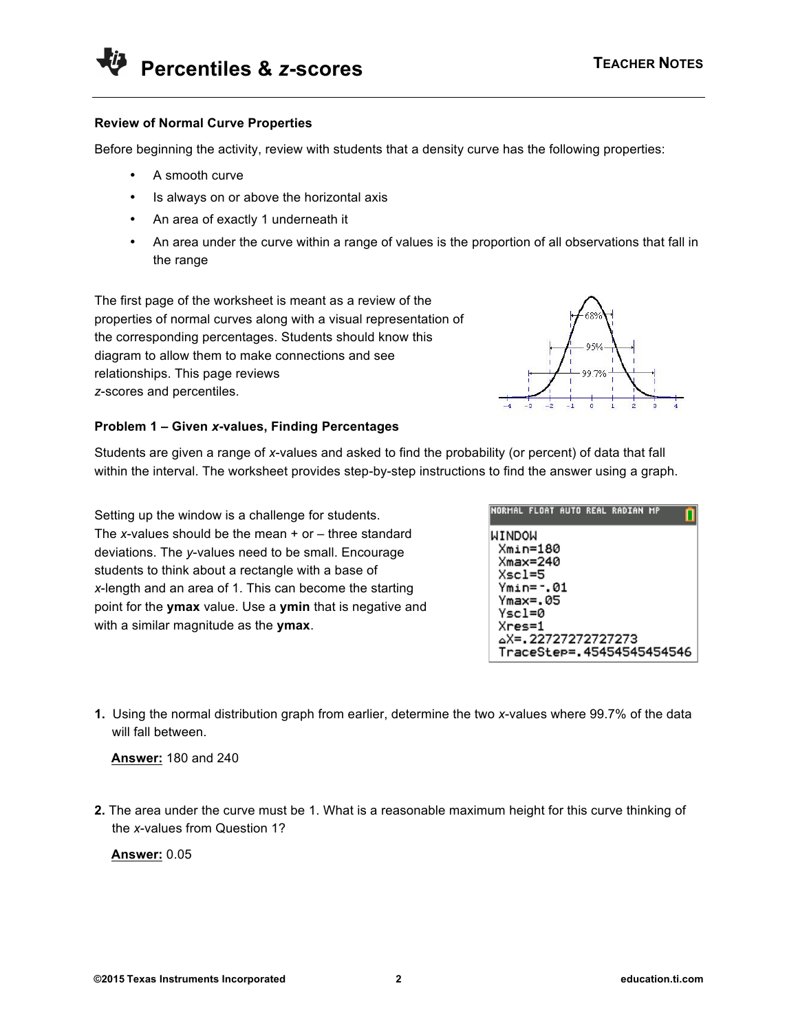**Review of Normal Curve Properties**

Before beginning the activity, review with students that a density curve has the following properties:

- A smooth curve
- Is always on or above the horizontal axis
- An area of exactly 1 underneath it
- An area under the curve within a range of values is the proportion of all observations that fall in the range

The first page of the worksheet is meant as a review of the properties of normal curves along with a visual representation of the corresponding percentages. Students should know this diagram to allow them to make connections and see relationships. This page reviews *z*-scores and percentiles.

68%
95%
99.7%
-4 -3 -2 -1 0 1 2 3 4

**Problem 1 – Given *x*-values, Finding Percentages**

Students are given a range of *x*-values and asked to find the probability (or percent) of data that fall within the interval. The worksheet provides step-by-step instructions to find the answer using a graph.

Setting up the window is a challenge for students. The *x*-values should be the mean + or – three standard deviations. The *y*-values need to be small. Encourage students to think about a rectangle with a base of *x*-length and an area of 1. This can become the starting point for the **ymax** value. Use a **ymin** that is negative and with a similar magnitude as the **ymax**.

```
NORMAL FLOAT AUTO REAL RADIAN MP
WINDOW
 Xmin=180
 Xmax=240
 Xscl=5
 Ymin=-.01
 Ymax=.05
 Yscl=0
 Xres=1
 ΔX=.22727272727273
 TraceStep=.45454545454546
```

**1.** Using the normal distribution graph from earlier, determine the two *x*-values where 99.7% of the data will fall between.

**Answer:** 180 and 240

**2.** The area under the curve must be 1. What is a reasonable maximum height for this curve thinking of the *x*-values from Question 1?

**Answer:** 0.05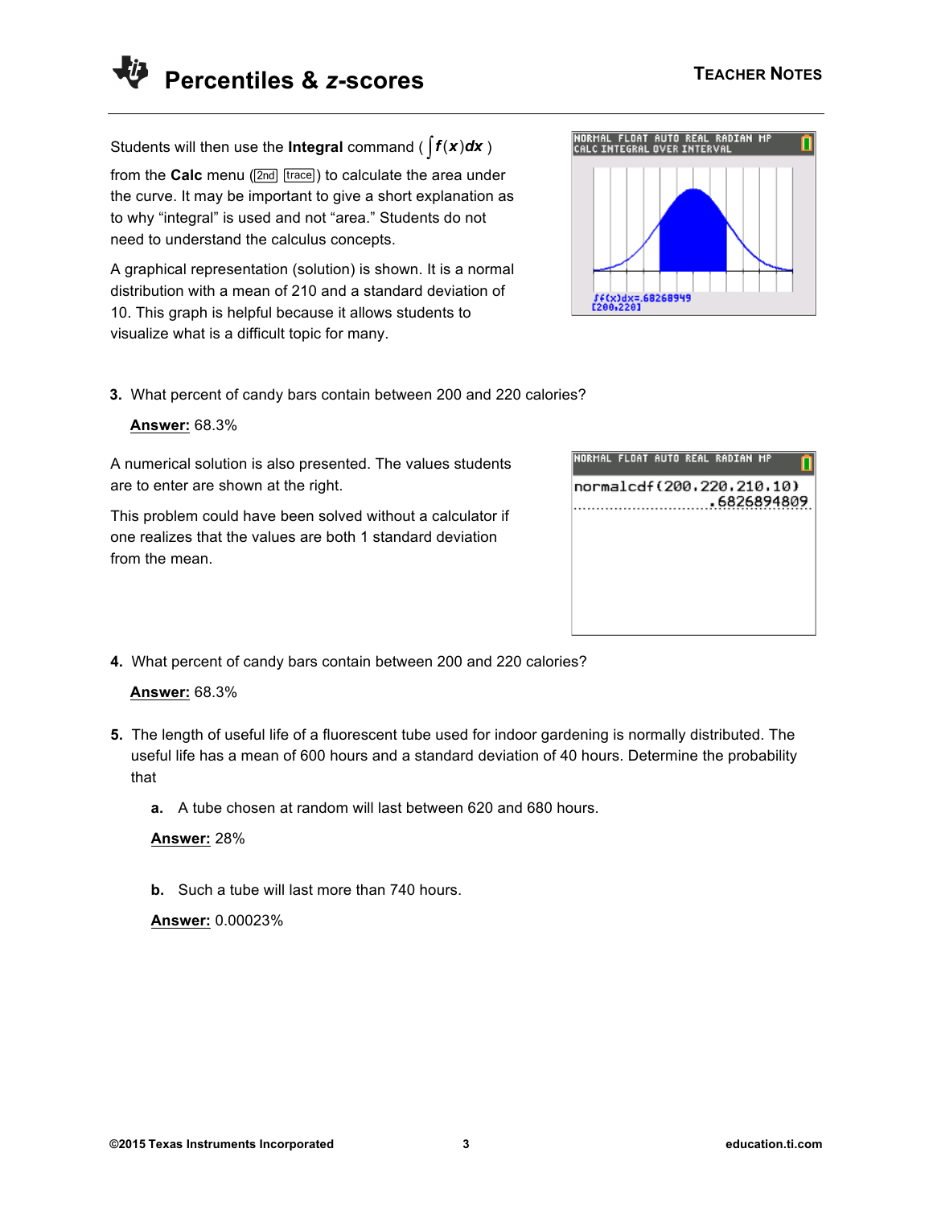Students will then use the **Integral** command ( $\int f(x)dx$ ) from the **Calc** menu (2nd trace) to calculate the area under the curve. It may be important to give a short explanation as to why "integral" is used and not "area." Students do not need to understand the calculus concepts.

A graphical representation (solution) is shown. It is a normal distribution with a mean of 210 and a standard deviation of 10. This graph is helpful because it allows students to visualize what is a difficult topic for many.

NORMAL FLOAT AUTO REAL RADIAN MP
CALC INTEGRAL OVER INTERVAL
∫f(x)dx=.68268949
[200,220]

**3.** What percent of candy bars contain between 200 and 220 calories?

**Answer:** 68.3%

A numerical solution is also presented. The values students are to enter are shown at the right.

This problem could have been solved without a calculator if one realizes that the values are both 1 standard deviation from the mean.

NORMAL FLOAT AUTO REAL RADIAN MP

```
normalcdf(200,220,210,10)
.6826894809
```

**4.** What percent of candy bars contain between 200 and 220 calories?

**Answer:** 68.3%

**5.** The length of useful life of a fluorescent tube used for indoor gardening is normally distributed. The useful life has a mean of 600 hours and a standard deviation of 40 hours. Determine the probability that

**a.** A tube chosen at random will last between 620 and 680 hours.

**Answer:** 28%

**b.** Such a tube will last more than 740 hours.

**Answer:** 0.00023%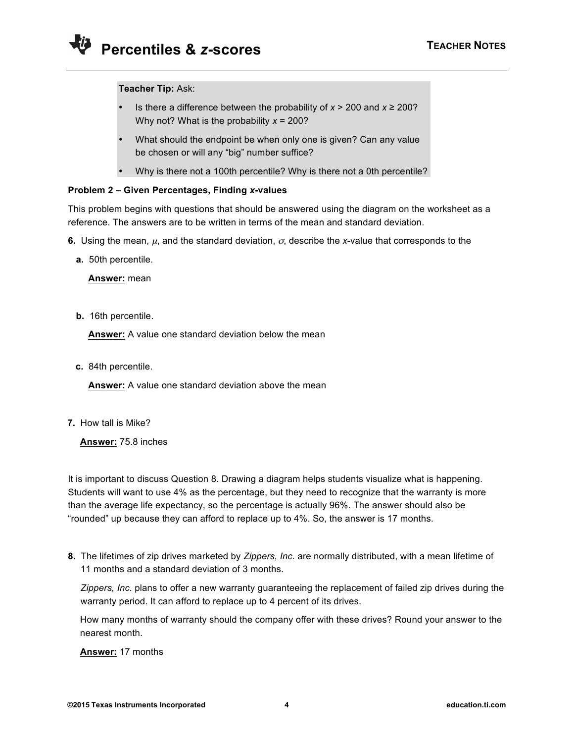**Teacher Tip:** Ask:

- Is there a difference between the probability of $x > 200$ and $x \geq 200$? Why not? What is the probability $x = 200$?
- What should the endpoint be when only one is given? Can any value be chosen or will any "big" number suffice?
- Why is there not a 100th percentile? Why is there not a 0th percentile?

**Problem 2 – Given Percentages, Finding *x*-values**

This problem begins with questions that should be answered using the diagram on the worksheet as a reference. The answers are to be written in terms of the mean and standard deviation.

**6.** Using the mean, $\mu$, and the standard deviation, $\sigma$, describe the *x*-value that corresponds to the

**a.** 50th percentile.

**Answer:** mean

**b.** 16th percentile.

**Answer:** A value one standard deviation below the mean

**c.** 84th percentile.

**Answer:** A value one standard deviation above the mean

**7.** How tall is Mike?

**Answer:** 75.8 inches

It is important to discuss Question 8. Drawing a diagram helps students visualize what is happening. Students will want to use 4% as the percentage, but they need to recognize that the warranty is more than the average life expectancy, so the percentage is actually 96%. The answer should also be "rounded" up because they can afford to replace up to 4%. So, the answer is 17 months.

**8.** The lifetimes of zip drives marketed by *Zippers, Inc.* are normally distributed, with a mean lifetime of 11 months and a standard deviation of 3 months.

*Zippers, Inc.* plans to offer a new warranty guaranteeing the replacement of failed zip drives during the warranty period. It can afford to replace up to 4 percent of its drives.

How many months of warranty should the company offer with these drives? Round your answer to the nearest month.

**Answer:** 17 months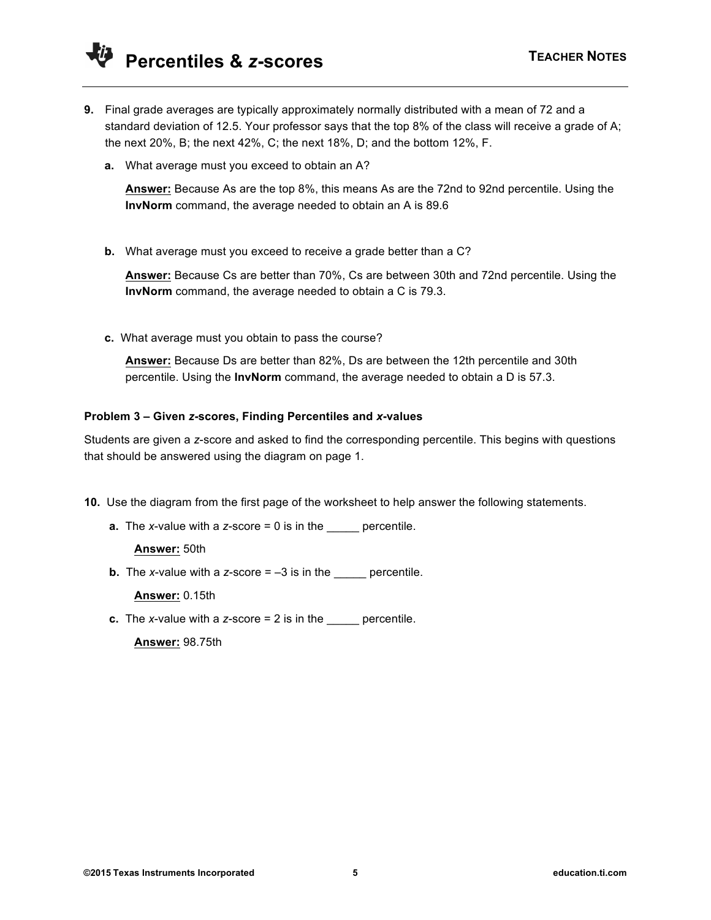**9.** Final grade averages are typically approximately normally distributed with a mean of 72 and a standard deviation of 12.5. Your professor says that the top 8% of the class will receive a grade of A; the next 20%, B; the next 42%, C; the next 18%, D; and the bottom 12%, F.

**a.** What average must you exceed to obtain an A?

**Answer:** Because As are the top 8%, this means As are the 72nd to 92nd percentile. Using the **InvNorm** command, the average needed to obtain an A is 89.6

**b.** What average must you exceed to receive a grade better than a C?

**Answer:** Because Cs are better than 70%, Cs are between 30th and 72nd percentile. Using the **InvNorm** command, the average needed to obtain a C is 79.3.

**c.** What average must you obtain to pass the course?

**Answer:** Because Ds are better than 82%, Ds are between the 12th percentile and 30th percentile. Using the **InvNorm** command, the average needed to obtain a D is 57.3.

**Problem 3 – Given *z*-scores, Finding Percentiles and *x*-values**

Students are given a *z*-score and asked to find the corresponding percentile. This begins with questions that should be answered using the diagram on page 1.

**10.** Use the diagram from the first page of the worksheet to help answer the following statements.

**a.** The *x*-value with a *z*-score = 0 is in the _____ percentile.

**Answer:** 50th

**b.** The *x*-value with a *z*-score = –3 is in the _____ percentile.

**Answer:** 0.15th

**c.** The *x*-value with a *z*-score = 2 is in the _____ percentile.

**Answer:** 98.75th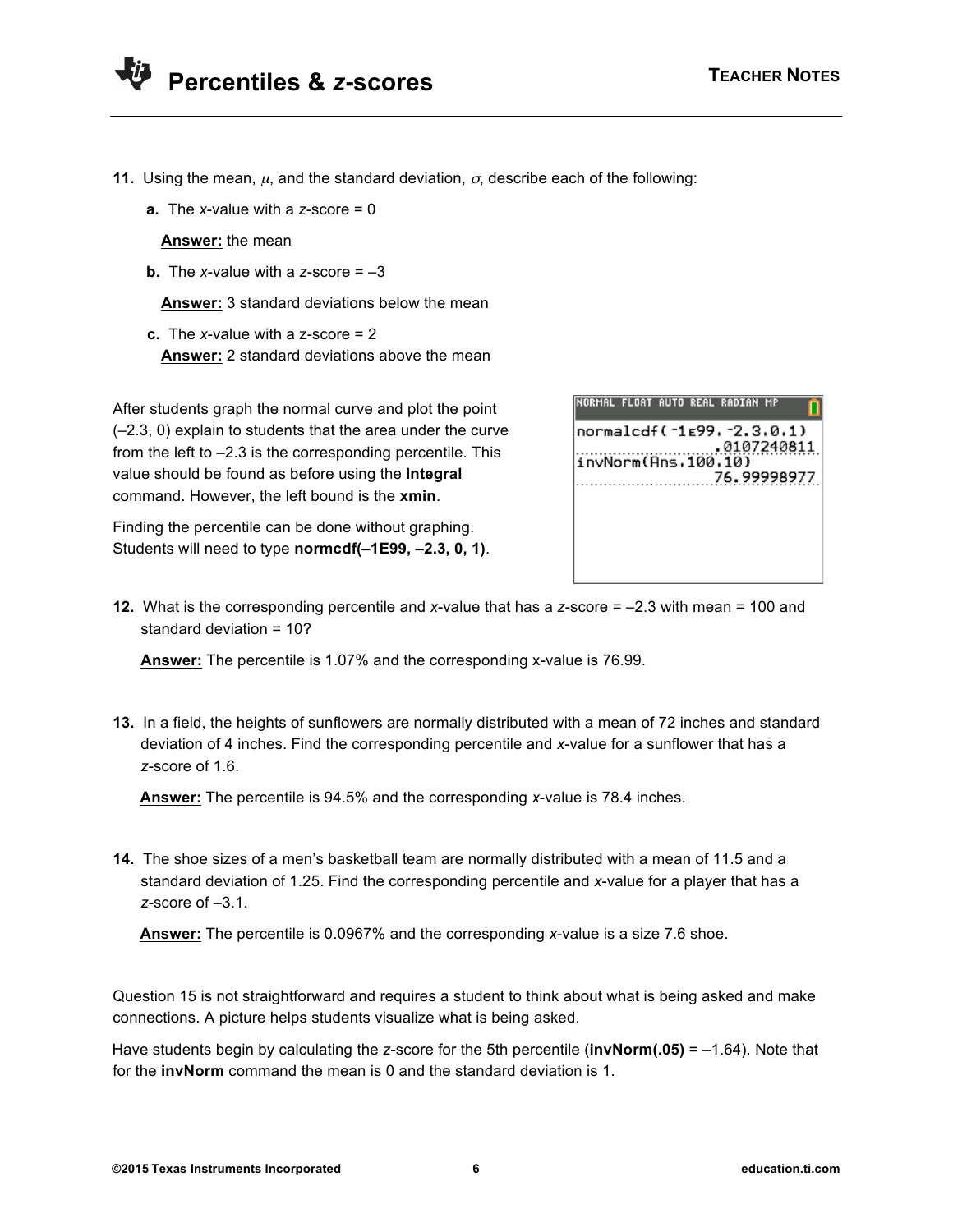11. Using the mean, $\mu$, and the standard deviation, $\sigma$, describe each of the following:

   **a.** The *x*-value with a *z*-score = 0

   **Answer:** the mean

   **b.** The *x*-value with a *z*-score = –3

   **Answer:** 3 standard deviations below the mean

   **c.** The *x*-value with a z-score = 2

   **Answer:** 2 standard deviations above the mean

After students graph the normal curve and plot the point (–2.3, 0) explain to students that the area under the curve from the left to –2.3 is the corresponding percentile. This value should be found as before using the **Integral** command. However, the left bound is the **xmin**.

Finding the percentile can be done without graphing. Students will need to type **normcdf(–1E99, –2.3, 0, 1)**.

```
NORMAL FLOAT AUTO REAL RADIAN MP
normalcdf(-1E99,-2.3,0,1)
                    .0107240811
invNorm(Ans,100,10)
                    76.99998977
```

12. What is the corresponding percentile and *x*-value that has a *z*-score = –2.3 with mean = 100 and standard deviation = 10?

   **Answer:** The percentile is 1.07% and the corresponding x-value is 76.99.

13. In a field, the heights of sunflowers are normally distributed with a mean of 72 inches and standard deviation of 4 inches. Find the corresponding percentile and *x*-value for a sunflower that has a *z*-score of 1.6.

   **Answer:** The percentile is 94.5% and the corresponding *x*-value is 78.4 inches.

14. The shoe sizes of a men's basketball team are normally distributed with a mean of 11.5 and a standard deviation of 1.25. Find the corresponding percentile and *x*-value for a player that has a *z*-score of –3.1.

   **Answer:** The percentile is 0.0967% and the corresponding *x*-value is a size 7.6 shoe.

Question 15 is not straightforward and requires a student to think about what is being asked and make connections. A picture helps students visualize what is being asked.

Have students begin by calculating the *z*-score for the 5th percentile (**invNorm(.05)** = –1.64). Note that for the **invNorm** command the mean is 0 and the standard deviation is 1.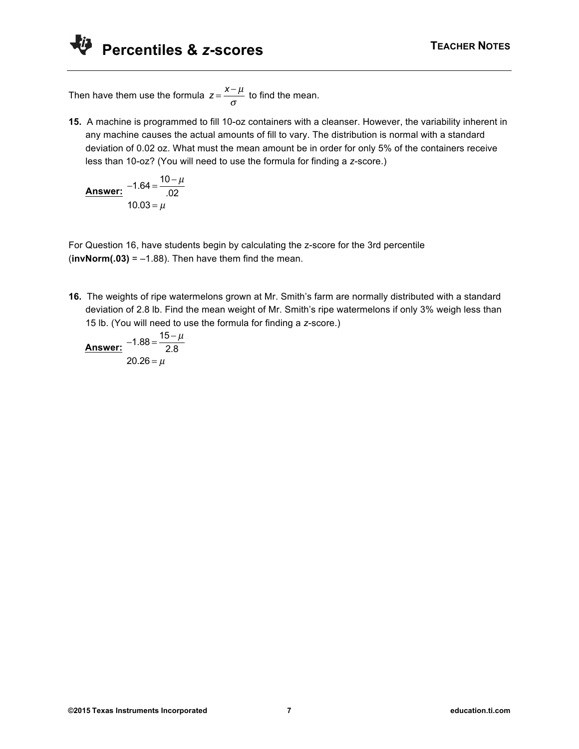Then have them use the formula $z = \frac{x - \mu}{\sigma}$ to find the mean.

**15.** A machine is programmed to fill 10-oz containers with a cleanser. However, the variability inherent in any machine causes the actual amounts of fill to vary. The distribution is normal with a standard deviation of 0.02 oz. What must the mean amount be in order for only 5% of the containers receive less than 10-oz? (You will need to use the formula for finding a *z*-score.)

<u>**Answer:**</u>

$$-1.64 = \frac{10 - \mu}{.02}$$

$$10.03 = \mu$$

For Question 16, have students begin by calculating the z-score for the 3rd percentile (**invNorm(.03)** = –1.88). Then have them find the mean.

**16.** The weights of ripe watermelons grown at Mr. Smith's farm are normally distributed with a standard deviation of 2.8 lb. Find the mean weight of Mr. Smith's ripe watermelons if only 3% weigh less than 15 lb. (You will need to use the formula for finding a *z*-score.)

<u>**Answer:**</u>

$$-1.88 = \frac{15 - \mu}{2.8}$$

$$20.26 = \mu$$